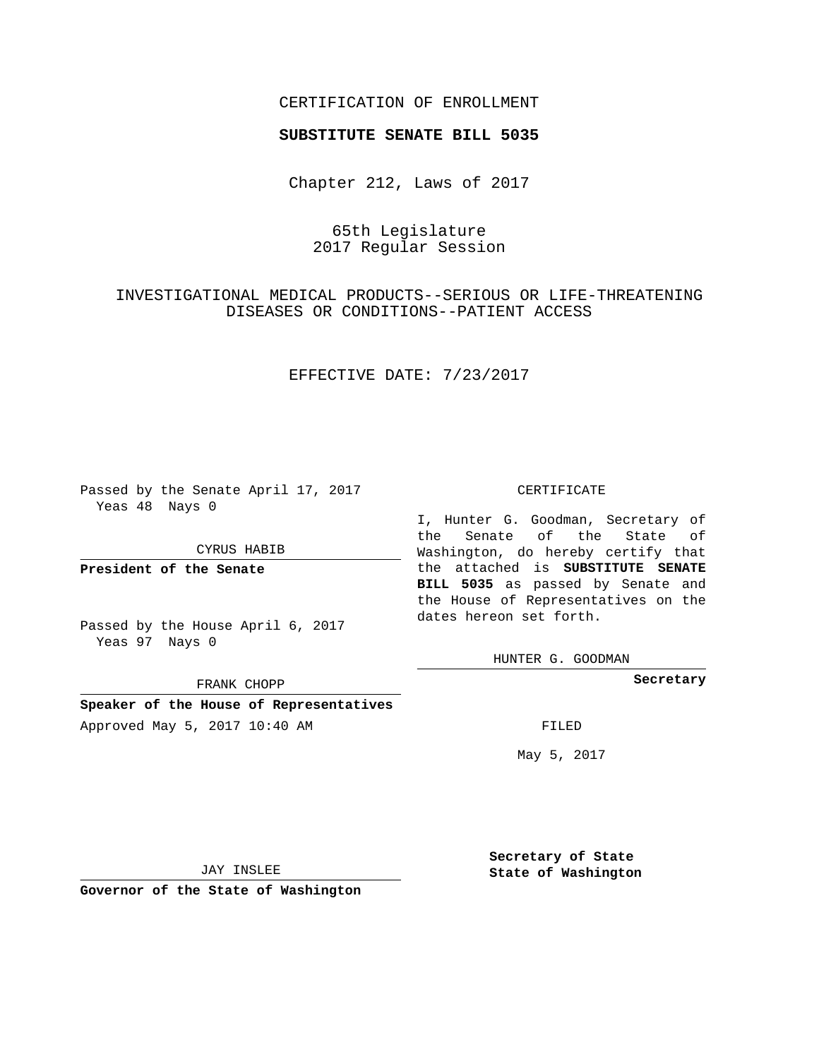CERTIFICATION OF ENROLLMENT

**SUBSTITUTE SENATE BILL 5035**

Chapter 212, Laws of 2017

65th Legislature
2017 Regular Session

INVESTIGATIONAL MEDICAL PRODUCTS--SERIOUS OR LIFE-THREATENING DISEASES OR CONDITIONS--PATIENT ACCESS

EFFECTIVE DATE: 7/23/2017

Passed by the Senate April 17, 2017
Yeas 48 Nays 0

CYRUS HABIB

**President of the Senate**

Passed by the House April 6, 2017
Yeas 97 Nays 0

FRANK CHOPP

**Speaker of the House of Representatives**

Approved May 5, 2017 10:40 AM

JAY INSLEE

**Governor of the State of Washington**

CERTIFICATE

I, Hunter G. Goodman, Secretary of the Senate of the State of Washington, do hereby certify that the attached is **SUBSTITUTE SENATE BILL 5035** as passed by Senate and the House of Representatives on the dates hereon set forth.

HUNTER G. GOODMAN

**Secretary**

FILED

May 5, 2017

**Secretary of State**
**State of Washington**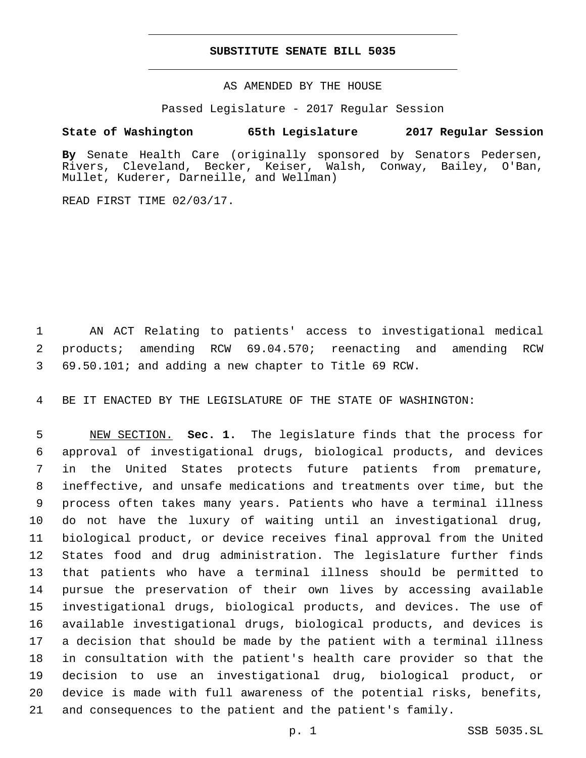# SUBSTITUTE SENATE BILL 5035

AS AMENDED BY THE HOUSE

Passed Legislature - 2017 Regular Session

**State of Washington 65th Legislature 2017 Regular Session**

**By** Senate Health Care (originally sponsored by Senators Pedersen, Rivers, Cleveland, Becker, Keiser, Walsh, Conway, Bailey, O'Ban, Mullet, Kuderer, Darneille, and Wellman)

READ FIRST TIME 02/03/17.

AN ACT Relating to patients' access to investigational medical products; amending RCW 69.04.570; reenacting and amending RCW 69.50.101; and adding a new chapter to Title 69 RCW.

BE IT ENACTED BY THE LEGISLATURE OF THE STATE OF WASHINGTON:

NEW SECTION. **Sec. 1.** The legislature finds that the process for approval of investigational drugs, biological products, and devices in the United States protects future patients from premature, ineffective, and unsafe medications and treatments over time, but the process often takes many years. Patients who have a terminal illness do not have the luxury of waiting until an investigational drug, biological product, or device receives final approval from the United States food and drug administration. The legislature further finds that patients who have a terminal illness should be permitted to pursue the preservation of their own lives by accessing available investigational drugs, biological products, and devices. The use of available investigational drugs, biological products, and devices is a decision that should be made by the patient with a terminal illness in consultation with the patient's health care provider so that the decision to use an investigational drug, biological product, or device is made with full awareness of the potential risks, benefits, and consequences to the patient and the patient's family.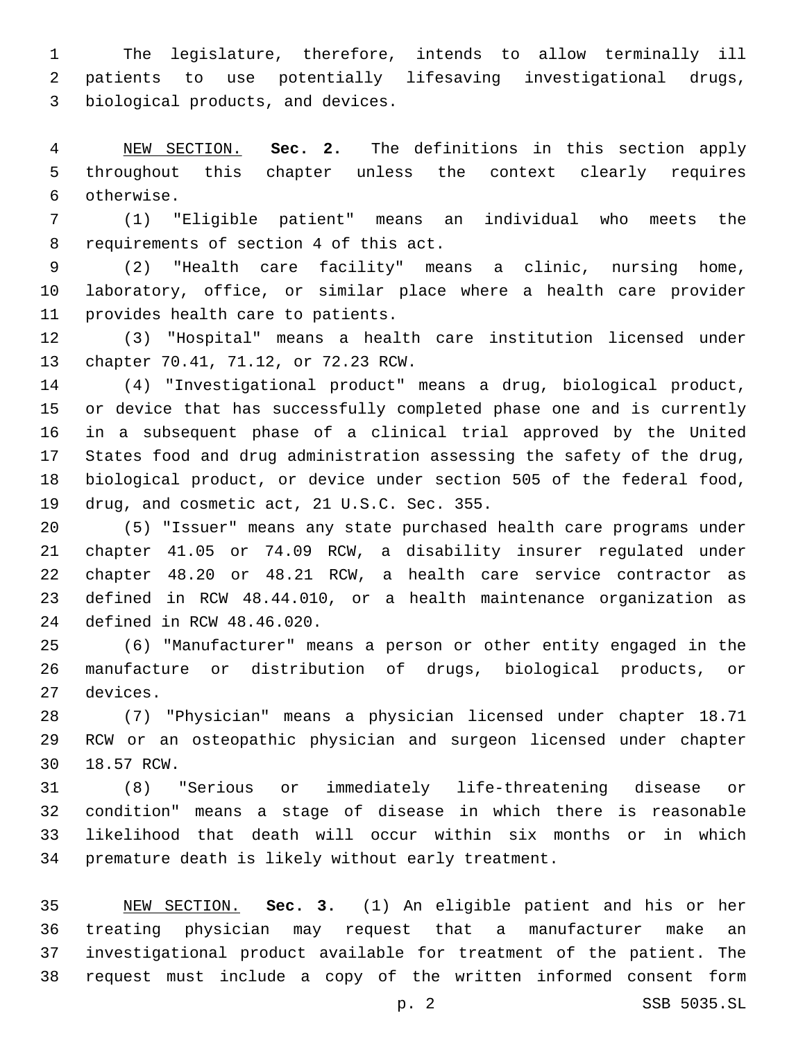The legislature, therefore, intends to allow terminally ill patients to use potentially lifesaving investigational drugs, biological products, and devices.

NEW SECTION. **Sec. 2.** The definitions in this section apply throughout this chapter unless the context clearly requires otherwise.

(1) "Eligible patient" means an individual who meets the requirements of section 4 of this act.

(2) "Health care facility" means a clinic, nursing home, laboratory, office, or similar place where a health care provider provides health care to patients.

(3) "Hospital" means a health care institution licensed under chapter 70.41, 71.12, or 72.23 RCW.

(4) "Investigational product" means a drug, biological product, or device that has successfully completed phase one and is currently in a subsequent phase of a clinical trial approved by the United States food and drug administration assessing the safety of the drug, biological product, or device under section 505 of the federal food, drug, and cosmetic act, 21 U.S.C. Sec. 355.

(5) "Issuer" means any state purchased health care programs under chapter 41.05 or 74.09 RCW, a disability insurer regulated under chapter 48.20 or 48.21 RCW, a health care service contractor as defined in RCW 48.44.010, or a health maintenance organization as defined in RCW 48.46.020.

(6) "Manufacturer" means a person or other entity engaged in the manufacture or distribution of drugs, biological products, or devices.

(7) "Physician" means a physician licensed under chapter 18.71 RCW or an osteopathic physician and surgeon licensed under chapter 18.57 RCW.

(8) "Serious or immediately life-threatening disease or condition" means a stage of disease in which there is reasonable likelihood that death will occur within six months or in which premature death is likely without early treatment.

NEW SECTION. **Sec. 3.** (1) An eligible patient and his or her treating physician may request that a manufacturer make an investigational product available for treatment of the patient. The request must include a copy of the written informed consent form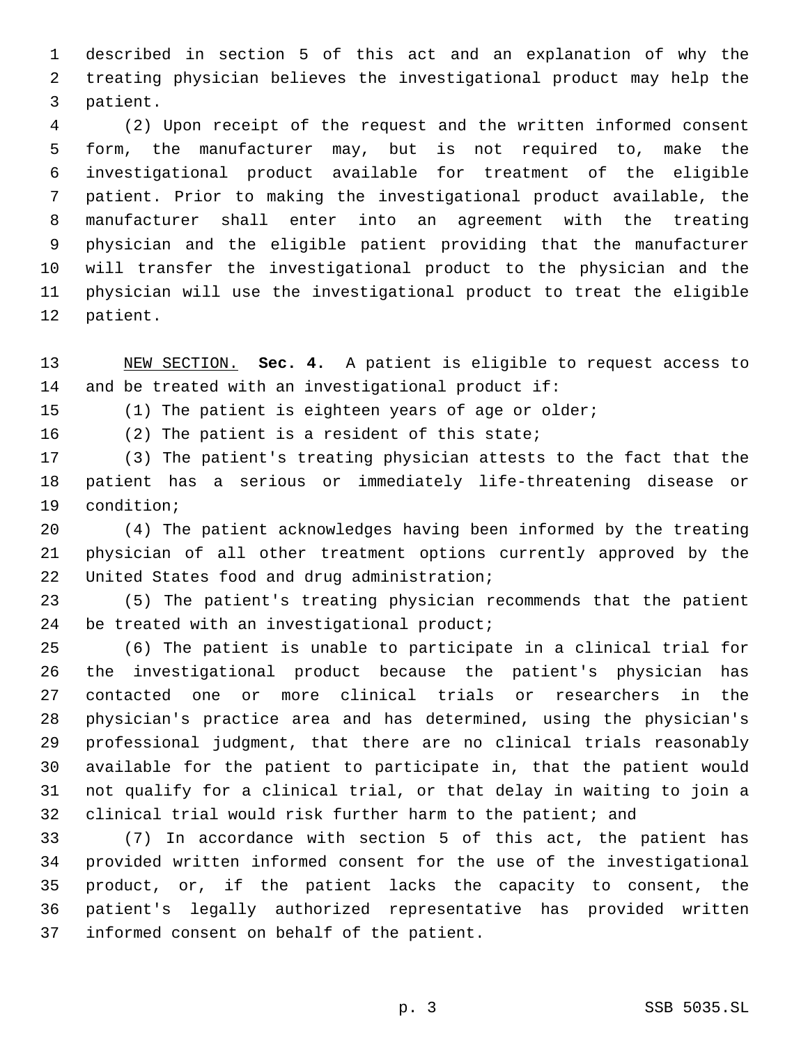described in section 5 of this act and an explanation of why the treating physician believes the investigational product may help the patient.

(2) Upon receipt of the request and the written informed consent form, the manufacturer may, but is not required to, make the investigational product available for treatment of the eligible patient. Prior to making the investigational product available, the manufacturer shall enter into an agreement with the treating physician and the eligible patient providing that the manufacturer will transfer the investigational product to the physician and the physician will use the investigational product to treat the eligible patient.

NEW SECTION. **Sec. 4.** A patient is eligible to request access to and be treated with an investigational product if:

(1) The patient is eighteen years of age or older;

(2) The patient is a resident of this state;

(3) The patient's treating physician attests to the fact that the patient has a serious or immediately life-threatening disease or condition;

(4) The patient acknowledges having been informed by the treating physician of all other treatment options currently approved by the United States food and drug administration;

(5) The patient's treating physician recommends that the patient be treated with an investigational product;

(6) The patient is unable to participate in a clinical trial for the investigational product because the patient's physician has contacted one or more clinical trials or researchers in the physician's practice area and has determined, using the physician's professional judgment, that there are no clinical trials reasonably available for the patient to participate in, that the patient would not qualify for a clinical trial, or that delay in waiting to join a clinical trial would risk further harm to the patient; and

(7) In accordance with section 5 of this act, the patient has provided written informed consent for the use of the investigational product, or, if the patient lacks the capacity to consent, the patient's legally authorized representative has provided written informed consent on behalf of the patient.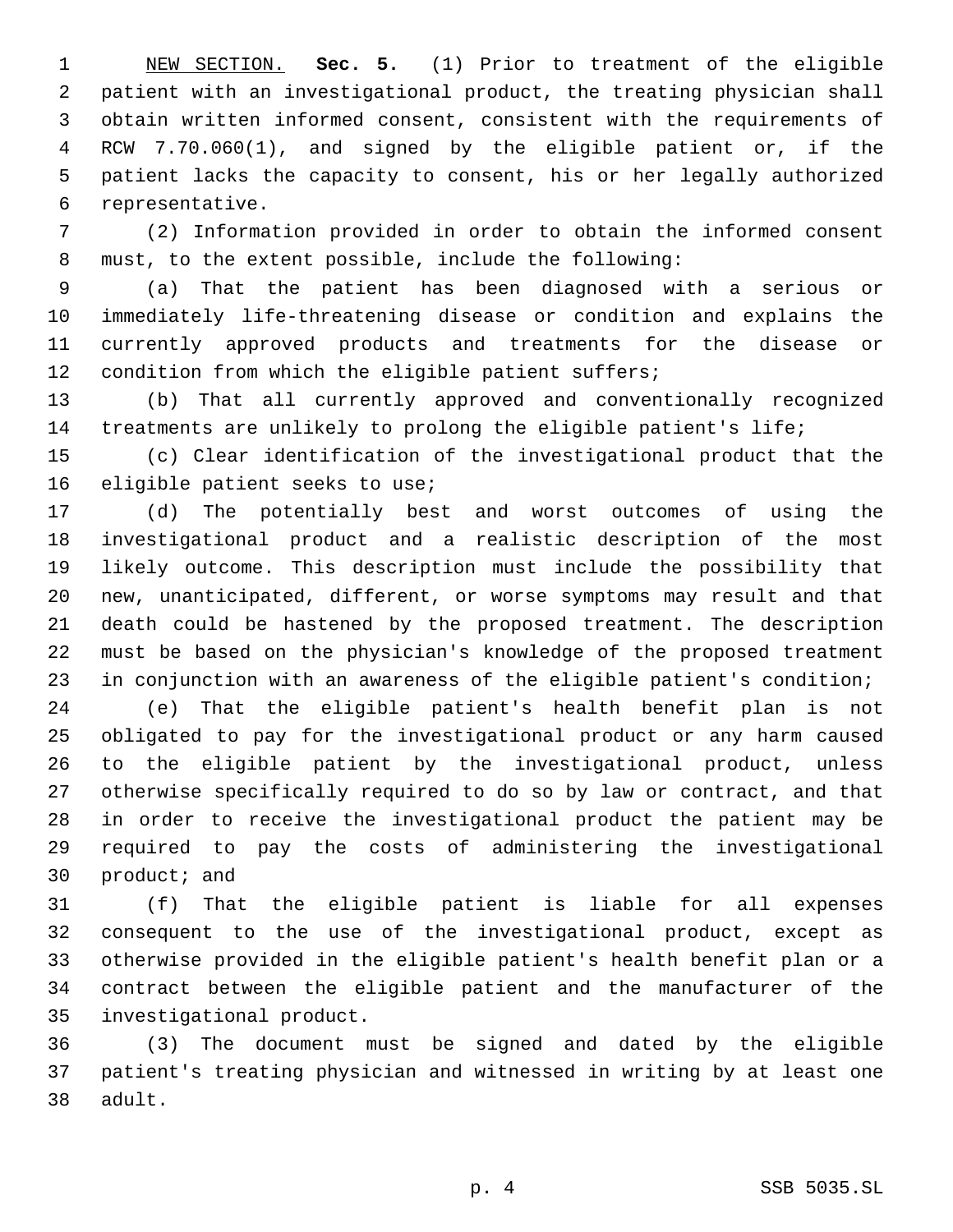NEW SECTION. **Sec. 5.** (1) Prior to treatment of the eligible patient with an investigational product, the treating physician shall obtain written informed consent, consistent with the requirements of RCW 7.70.060(1), and signed by the eligible patient or, if the patient lacks the capacity to consent, his or her legally authorized representative.

(2) Information provided in order to obtain the informed consent must, to the extent possible, include the following:

(a) That the patient has been diagnosed with a serious or immediately life-threatening disease or condition and explains the currently approved products and treatments for the disease or condition from which the eligible patient suffers;

(b) That all currently approved and conventionally recognized treatments are unlikely to prolong the eligible patient's life;

(c) Clear identification of the investigational product that the eligible patient seeks to use;

(d) The potentially best and worst outcomes of using the investigational product and a realistic description of the most likely outcome. This description must include the possibility that new, unanticipated, different, or worse symptoms may result and that death could be hastened by the proposed treatment. The description must be based on the physician's knowledge of the proposed treatment in conjunction with an awareness of the eligible patient's condition;

(e) That the eligible patient's health benefit plan is not obligated to pay for the investigational product or any harm caused to the eligible patient by the investigational product, unless otherwise specifically required to do so by law or contract, and that in order to receive the investigational product the patient may be required to pay the costs of administering the investigational product; and

(f) That the eligible patient is liable for all expenses consequent to the use of the investigational product, except as otherwise provided in the eligible patient's health benefit plan or a contract between the eligible patient and the manufacturer of the investigational product.

(3) The document must be signed and dated by the eligible patient's treating physician and witnessed in writing by at least one adult.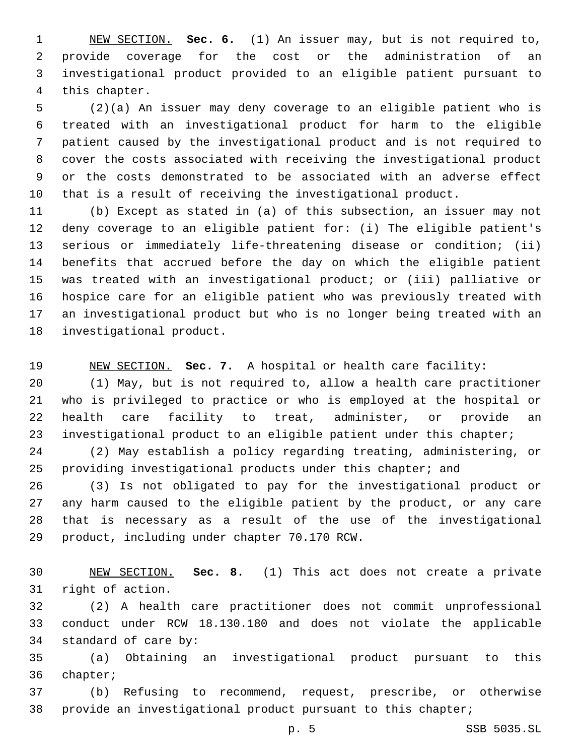NEW SECTION. **Sec. 6.** (1) An issuer may, but is not required to, provide coverage for the cost or the administration of an investigational product provided to an eligible patient pursuant to this chapter.

(2)(a) An issuer may deny coverage to an eligible patient who is treated with an investigational product for harm to the eligible patient caused by the investigational product and is not required to cover the costs associated with receiving the investigational product or the costs demonstrated to be associated with an adverse effect that is a result of receiving the investigational product.

(b) Except as stated in (a) of this subsection, an issuer may not deny coverage to an eligible patient for: (i) The eligible patient's serious or immediately life-threatening disease or condition; (ii) benefits that accrued before the day on which the eligible patient was treated with an investigational product; or (iii) palliative or hospice care for an eligible patient who was previously treated with an investigational product but who is no longer being treated with an investigational product.

NEW SECTION. **Sec. 7.** A hospital or health care facility:

(1) May, but is not required to, allow a health care practitioner who is privileged to practice or who is employed at the hospital or health care facility to treat, administer, or provide an investigational product to an eligible patient under this chapter;

(2) May establish a policy regarding treating, administering, or providing investigational products under this chapter; and

(3) Is not obligated to pay for the investigational product or any harm caused to the eligible patient by the product, or any care that is necessary as a result of the use of the investigational product, including under chapter 70.170 RCW.

NEW SECTION. **Sec. 8.** (1) This act does not create a private right of action.

(2) A health care practitioner does not commit unprofessional conduct under RCW 18.130.180 and does not violate the applicable standard of care by:

(a) Obtaining an investigational product pursuant to this chapter;

(b) Refusing to recommend, request, prescribe, or otherwise provide an investigational product pursuant to this chapter;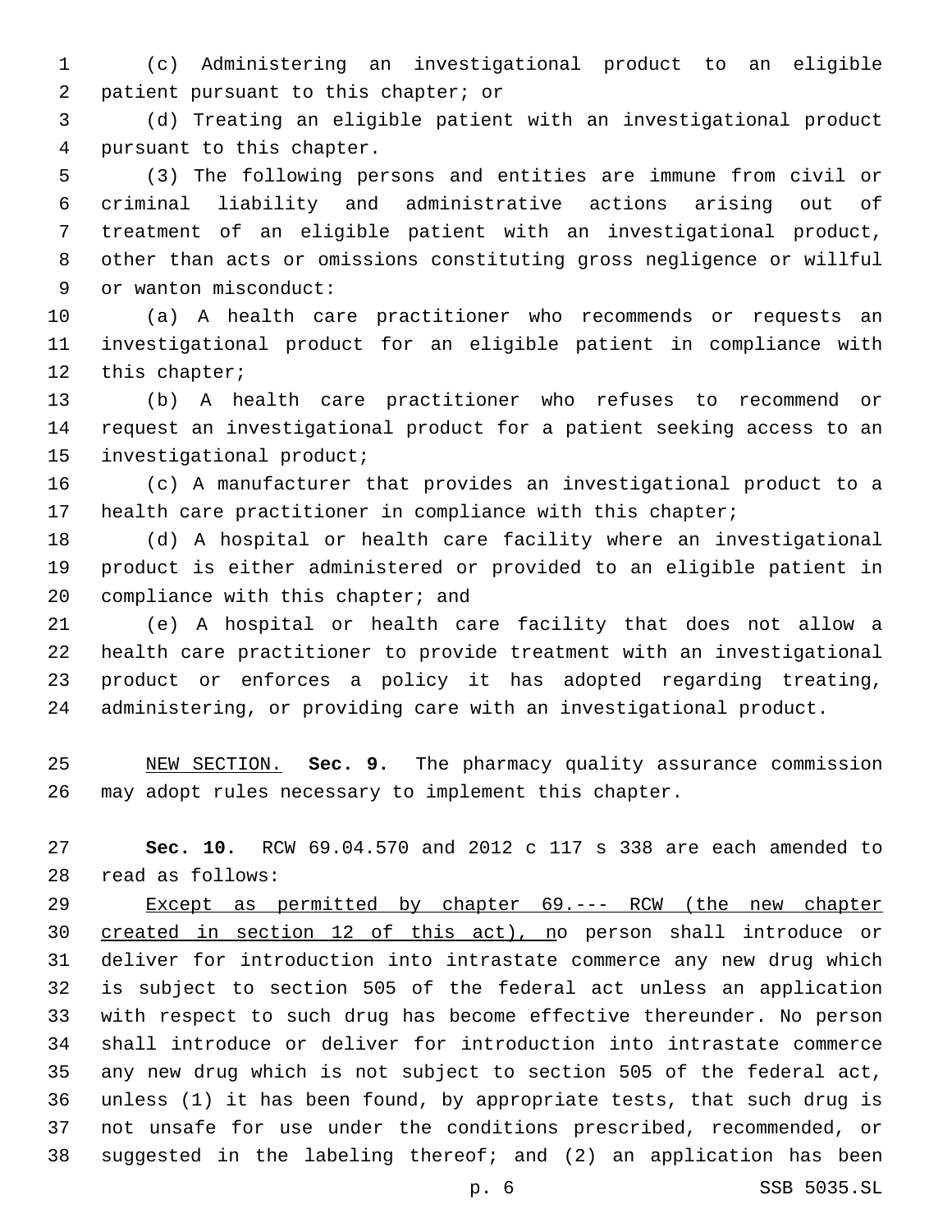(c) Administering an investigational product to an eligible patient pursuant to this chapter; or

(d) Treating an eligible patient with an investigational product pursuant to this chapter.

(3) The following persons and entities are immune from civil or criminal liability and administrative actions arising out of treatment of an eligible patient with an investigational product, other than acts or omissions constituting gross negligence or willful or wanton misconduct:

(a) A health care practitioner who recommends or requests an investigational product for an eligible patient in compliance with this chapter;

(b) A health care practitioner who refuses to recommend or request an investigational product for a patient seeking access to an investigational product;

(c) A manufacturer that provides an investigational product to a health care practitioner in compliance with this chapter;

(d) A hospital or health care facility where an investigational product is either administered or provided to an eligible patient in compliance with this chapter; and

(e) A hospital or health care facility that does not allow a health care practitioner to provide treatment with an investigational product or enforces a policy it has adopted regarding treating, administering, or providing care with an investigational product.

NEW SECTION. **Sec. 9.** The pharmacy quality assurance commission may adopt rules necessary to implement this chapter.

**Sec. 10.** RCW 69.04.570 and 2012 c 117 s 338 are each amended to read as follows:

Except as permitted by chapter 69.--- RCW (the new chapter created in section 12 of this act), no person shall introduce or deliver for introduction into intrastate commerce any new drug which is subject to section 505 of the federal act unless an application with respect to such drug has become effective thereunder. No person shall introduce or deliver for introduction into intrastate commerce any new drug which is not subject to section 505 of the federal act, unless (1) it has been found, by appropriate tests, that such drug is not unsafe for use under the conditions prescribed, recommended, or suggested in the labeling thereof; and (2) an application has been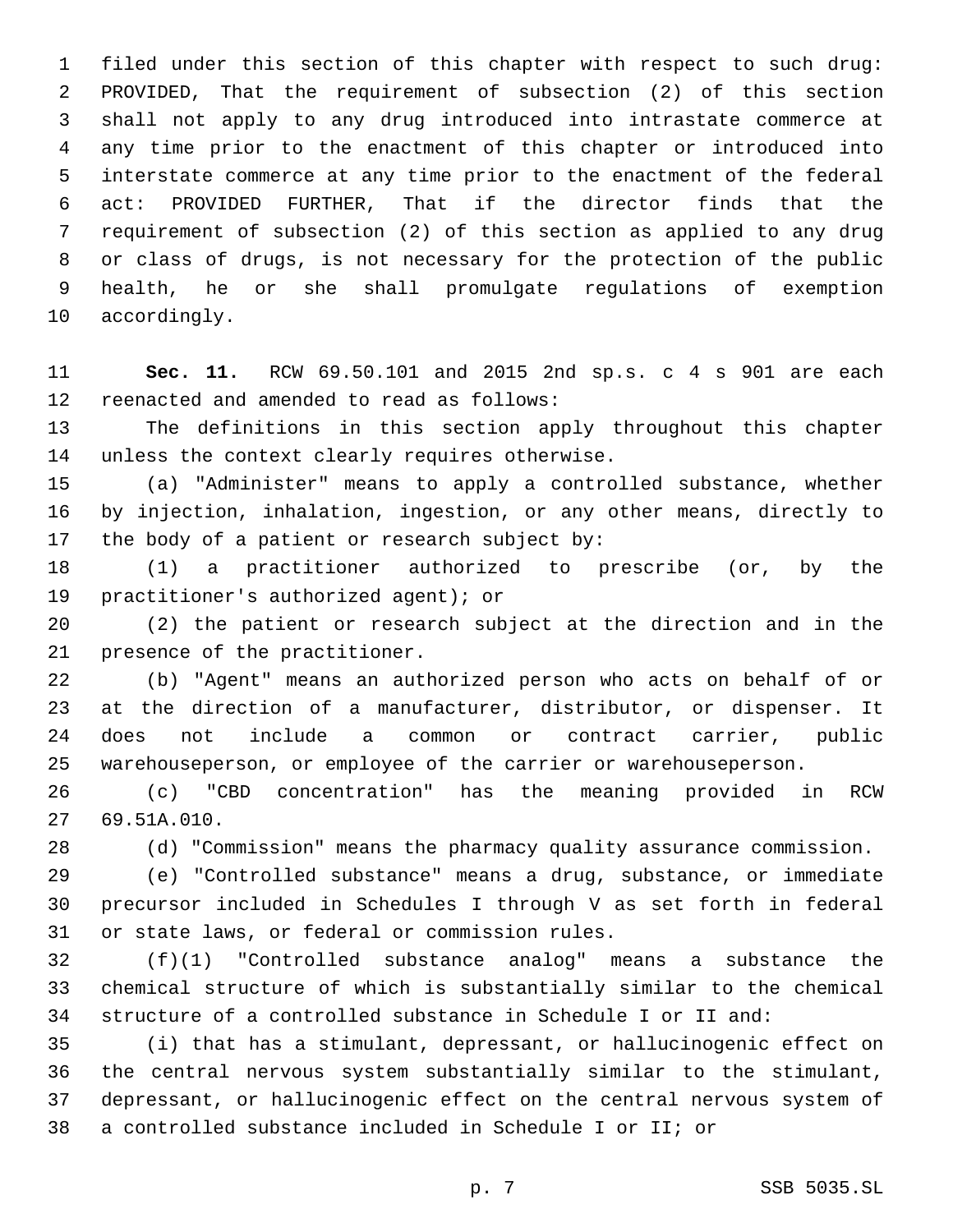filed under this section of this chapter with respect to such drug: PROVIDED, That the requirement of subsection (2) of this section shall not apply to any drug introduced into intrastate commerce at any time prior to the enactment of this chapter or introduced into interstate commerce at any time prior to the enactment of the federal act: PROVIDED FURTHER, That if the director finds that the requirement of subsection (2) of this section as applied to any drug or class of drugs, is not necessary for the protection of the public health, he or she shall promulgate regulations of exemption accordingly.

**Sec. 11.** RCW 69.50.101 and 2015 2nd sp.s. c 4 s 901 are each reenacted and amended to read as follows:

The definitions in this section apply throughout this chapter unless the context clearly requires otherwise.

(a) "Administer" means to apply a controlled substance, whether by injection, inhalation, ingestion, or any other means, directly to the body of a patient or research subject by:

(1) a practitioner authorized to prescribe (or, by the practitioner's authorized agent); or

(2) the patient or research subject at the direction and in the presence of the practitioner.

(b) "Agent" means an authorized person who acts on behalf of or at the direction of a manufacturer, distributor, or dispenser. It does not include a common or contract carrier, public warehouseperson, or employee of the carrier or warehouseperson.

(c) "CBD concentration" has the meaning provided in RCW 69.51A.010.

(d) "Commission" means the pharmacy quality assurance commission.

(e) "Controlled substance" means a drug, substance, or immediate precursor included in Schedules I through V as set forth in federal or state laws, or federal or commission rules.

(f)(1) "Controlled substance analog" means a substance the chemical structure of which is substantially similar to the chemical structure of a controlled substance in Schedule I or II and:

(i) that has a stimulant, depressant, or hallucinogenic effect on the central nervous system substantially similar to the stimulant, depressant, or hallucinogenic effect on the central nervous system of a controlled substance included in Schedule I or II; or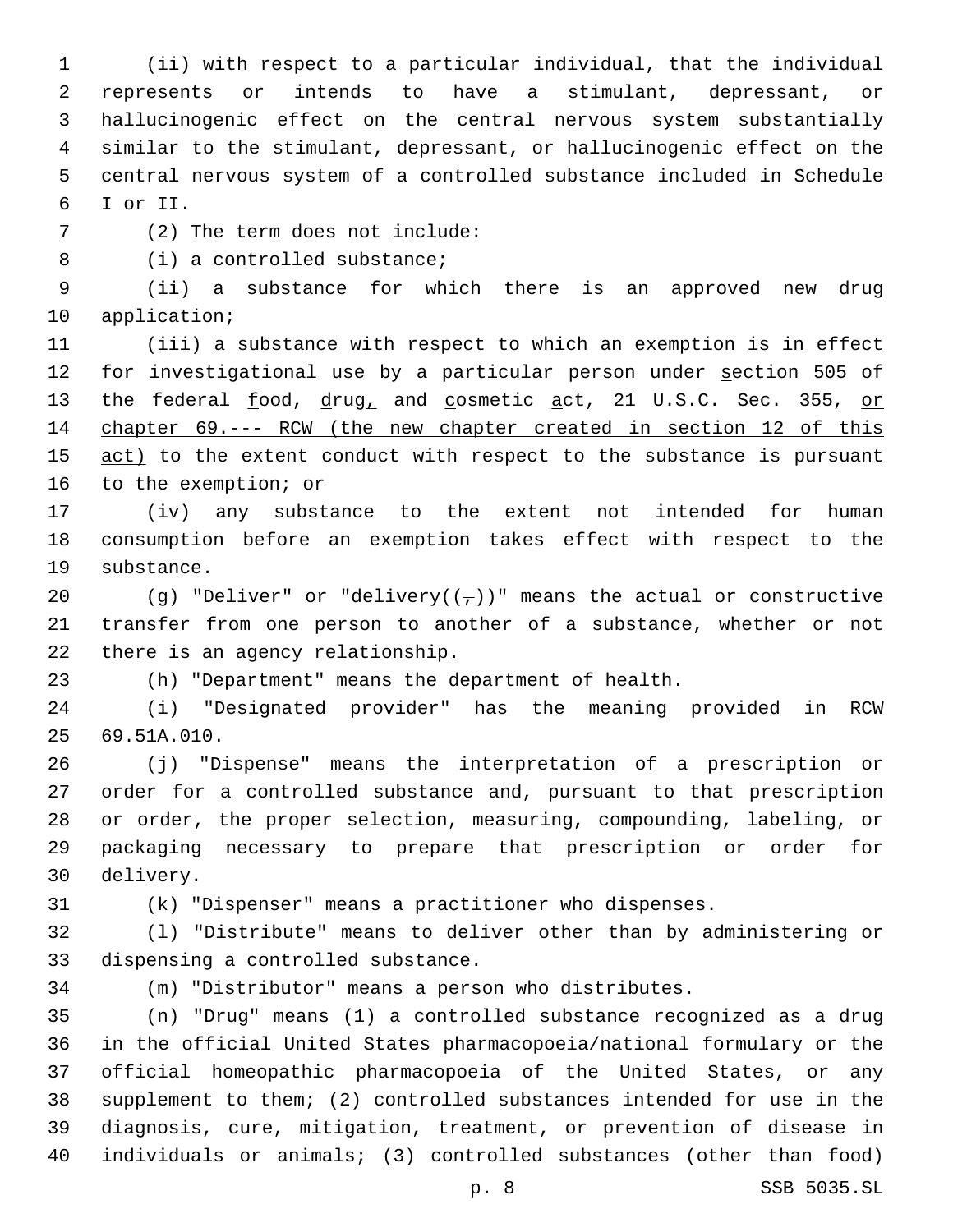(ii) with respect to a particular individual, that the individual represents or intends to have a stimulant, depressant, or hallucinogenic effect on the central nervous system substantially similar to the stimulant, depressant, or hallucinogenic effect on the central nervous system of a controlled substance included in Schedule I or II.

(2) The term does not include:

(i) a controlled substance;

(ii) a substance for which there is an approved new drug application;

(iii) a substance with respect to which an exemption is in effect for investigational use by a particular person under section 505 of the federal food, drug, and cosmetic act, 21 U.S.C. Sec. 355, or chapter 69.--- RCW (the new chapter created in section 12 of this act) to the extent conduct with respect to the substance is pursuant to the exemption; or

(iv) any substance to the extent not intended for human consumption before an exemption takes effect with respect to the substance.

(g) "Deliver" or "delivery((,))" means the actual or constructive transfer from one person to another of a substance, whether or not there is an agency relationship.

(h) "Department" means the department of health.

(i) "Designated provider" has the meaning provided in RCW 69.51A.010.

(j) "Dispense" means the interpretation of a prescription or order for a controlled substance and, pursuant to that prescription or order, the proper selection, measuring, compounding, labeling, or packaging necessary to prepare that prescription or order for delivery.

(k) "Dispenser" means a practitioner who dispenses.

(l) "Distribute" means to deliver other than by administering or dispensing a controlled substance.

(m) "Distributor" means a person who distributes.

(n) "Drug" means (1) a controlled substance recognized as a drug in the official United States pharmacopoeia/national formulary or the official homeopathic pharmacopoeia of the United States, or any supplement to them; (2) controlled substances intended for use in the diagnosis, cure, mitigation, treatment, or prevention of disease in individuals or animals; (3) controlled substances (other than food)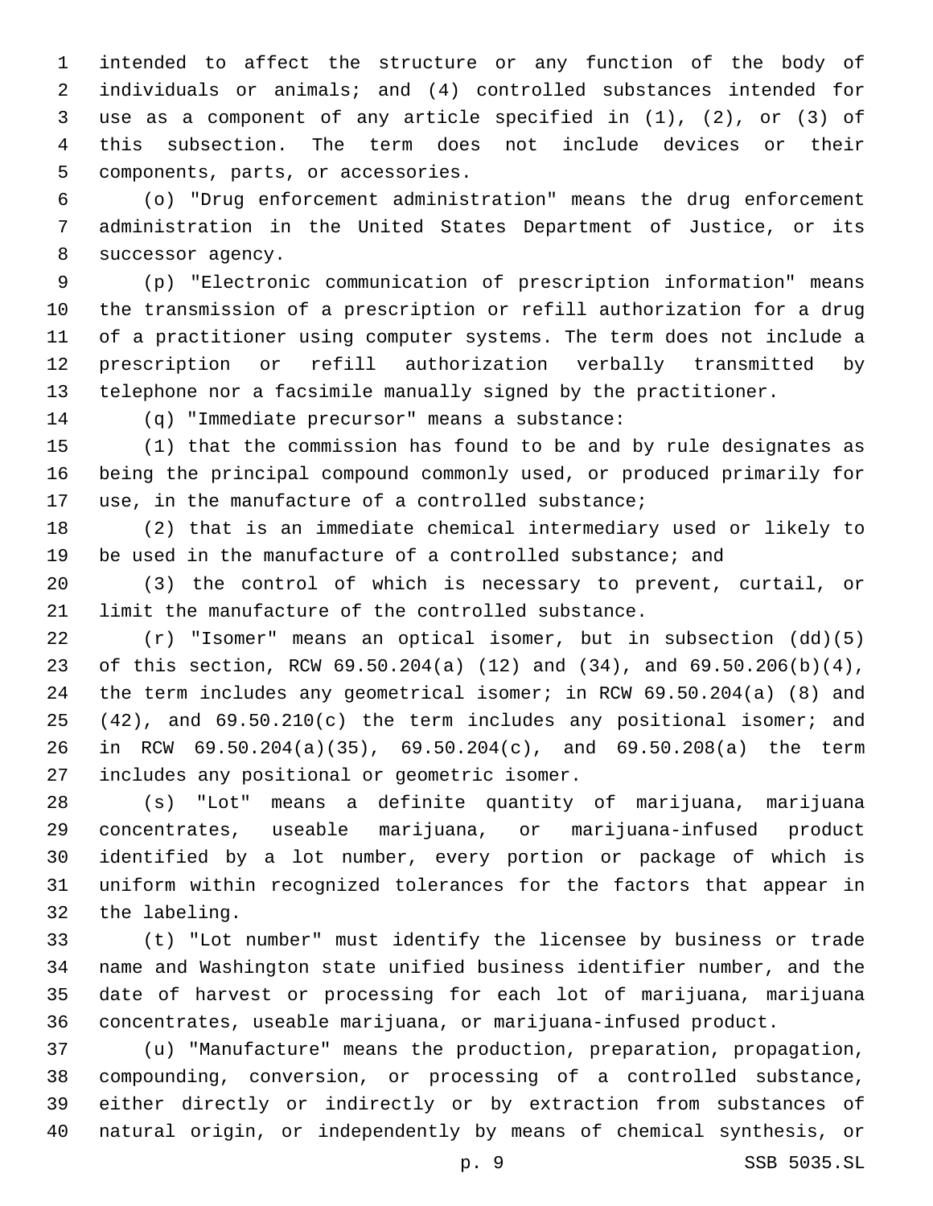intended to affect the structure or any function of the body of individuals or animals; and (4) controlled substances intended for use as a component of any article specified in (1), (2), or (3) of this subsection. The term does not include devices or their components, parts, or accessories.

(o) "Drug enforcement administration" means the drug enforcement administration in the United States Department of Justice, or its successor agency.

(p) "Electronic communication of prescription information" means the transmission of a prescription or refill authorization for a drug of a practitioner using computer systems. The term does not include a prescription or refill authorization verbally transmitted by telephone nor a facsimile manually signed by the practitioner.

(q) "Immediate precursor" means a substance:

(1) that the commission has found to be and by rule designates as being the principal compound commonly used, or produced primarily for use, in the manufacture of a controlled substance;

(2) that is an immediate chemical intermediary used or likely to be used in the manufacture of a controlled substance; and

(3) the control of which is necessary to prevent, curtail, or limit the manufacture of the controlled substance.

(r) "Isomer" means an optical isomer, but in subsection (dd)(5) of this section, RCW 69.50.204(a) (12) and (34), and 69.50.206(b)(4), the term includes any geometrical isomer; in RCW 69.50.204(a) (8) and (42), and 69.50.210(c) the term includes any positional isomer; and in RCW 69.50.204(a)(35), 69.50.204(c), and 69.50.208(a) the term includes any positional or geometric isomer.

(s) "Lot" means a definite quantity of marijuana, marijuana concentrates, useable marijuana, or marijuana-infused product identified by a lot number, every portion or package of which is uniform within recognized tolerances for the factors that appear in the labeling.

(t) "Lot number" must identify the licensee by business or trade name and Washington state unified business identifier number, and the date of harvest or processing for each lot of marijuana, marijuana concentrates, useable marijuana, or marijuana-infused product.

(u) "Manufacture" means the production, preparation, propagation, compounding, conversion, or processing of a controlled substance, either directly or indirectly or by extraction from substances of natural origin, or independently by means of chemical synthesis, or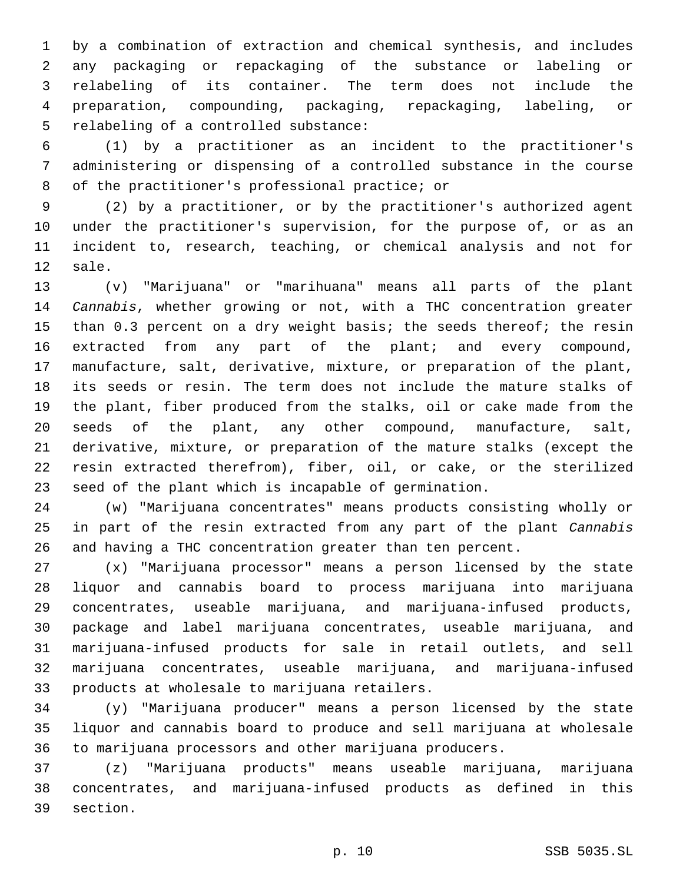by a combination of extraction and chemical synthesis, and includes any packaging or repackaging of the substance or labeling or relabeling of its container. The term does not include the preparation, compounding, packaging, repackaging, labeling, or relabeling of a controlled substance:

(1) by a practitioner as an incident to the practitioner's administering or dispensing of a controlled substance in the course of the practitioner's professional practice; or

(2) by a practitioner, or by the practitioner's authorized agent under the practitioner's supervision, for the purpose of, or as an incident to, research, teaching, or chemical analysis and not for sale.

(v) "Marijuana" or "marihuana" means all parts of the plant *Cannabis*, whether growing or not, with a THC concentration greater than 0.3 percent on a dry weight basis; the seeds thereof; the resin extracted from any part of the plant; and every compound, manufacture, salt, derivative, mixture, or preparation of the plant, its seeds or resin. The term does not include the mature stalks of the plant, fiber produced from the stalks, oil or cake made from the seeds of the plant, any other compound, manufacture, salt, derivative, mixture, or preparation of the mature stalks (except the resin extracted therefrom), fiber, oil, or cake, or the sterilized seed of the plant which is incapable of germination.

(w) "Marijuana concentrates" means products consisting wholly or in part of the resin extracted from any part of the plant *Cannabis* and having a THC concentration greater than ten percent.

(x) "Marijuana processor" means a person licensed by the state liquor and cannabis board to process marijuana into marijuana concentrates, useable marijuana, and marijuana-infused products, package and label marijuana concentrates, useable marijuana, and marijuana-infused products for sale in retail outlets, and sell marijuana concentrates, useable marijuana, and marijuana-infused products at wholesale to marijuana retailers.

(y) "Marijuana producer" means a person licensed by the state liquor and cannabis board to produce and sell marijuana at wholesale to marijuana processors and other marijuana producers.

(z) "Marijuana products" means useable marijuana, marijuana concentrates, and marijuana-infused products as defined in this section.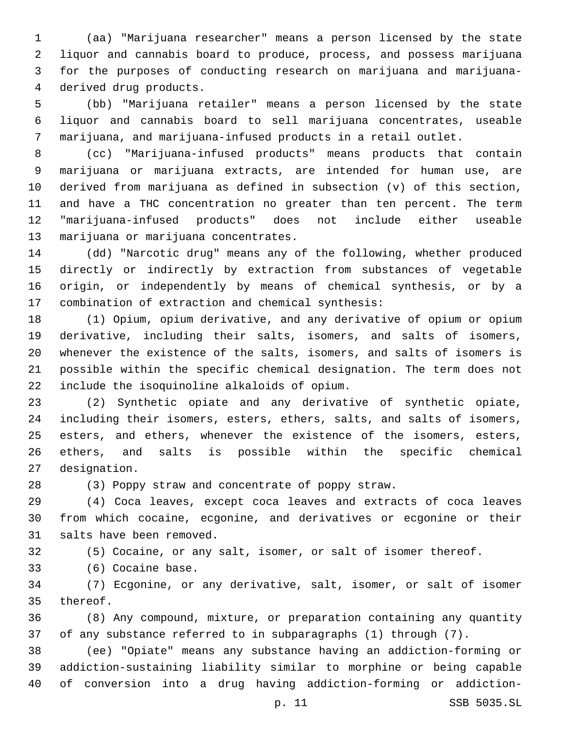(aa) "Marijuana researcher" means a person licensed by the state liquor and cannabis board to produce, process, and possess marijuana for the purposes of conducting research on marijuana and marijuana-derived drug products.

(bb) "Marijuana retailer" means a person licensed by the state liquor and cannabis board to sell marijuana concentrates, useable marijuana, and marijuana-infused products in a retail outlet.

(cc) "Marijuana-infused products" means products that contain marijuana or marijuana extracts, are intended for human use, are derived from marijuana as defined in subsection (v) of this section, and have a THC concentration no greater than ten percent. The term "marijuana-infused products" does not include either useable marijuana or marijuana concentrates.

(dd) "Narcotic drug" means any of the following, whether produced directly or indirectly by extraction from substances of vegetable origin, or independently by means of chemical synthesis, or by a combination of extraction and chemical synthesis:

(1) Opium, opium derivative, and any derivative of opium or opium derivative, including their salts, isomers, and salts of isomers, whenever the existence of the salts, isomers, and salts of isomers is possible within the specific chemical designation. The term does not include the isoquinoline alkaloids of opium.

(2) Synthetic opiate and any derivative of synthetic opiate, including their isomers, esters, ethers, salts, and salts of isomers, esters, and ethers, whenever the existence of the isomers, esters, ethers, and salts is possible within the specific chemical designation.

(3) Poppy straw and concentrate of poppy straw.

(4) Coca leaves, except coca leaves and extracts of coca leaves from which cocaine, ecgonine, and derivatives or ecgonine or their salts have been removed.

(5) Cocaine, or any salt, isomer, or salt of isomer thereof.

(6) Cocaine base.

(7) Ecgonine, or any derivative, salt, isomer, or salt of isomer thereof.

(8) Any compound, mixture, or preparation containing any quantity of any substance referred to in subparagraphs (1) through (7).

(ee) "Opiate" means any substance having an addiction-forming or addiction-sustaining liability similar to morphine or being capable of conversion into a drug having addiction-forming or addiction-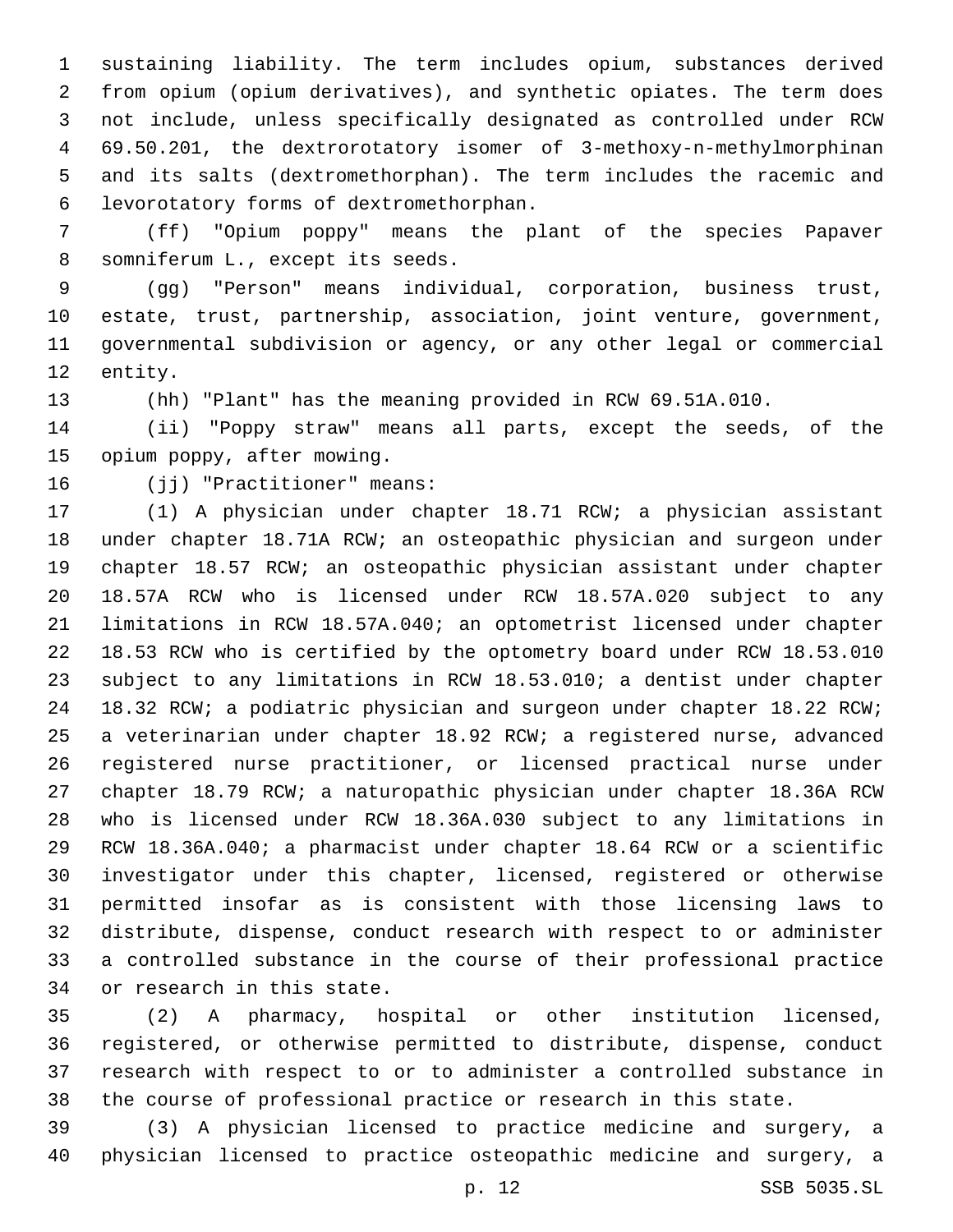sustaining liability. The term includes opium, substances derived from opium (opium derivatives), and synthetic opiates. The term does not include, unless specifically designated as controlled under RCW 69.50.201, the dextrorotatory isomer of 3-methoxy-n-methylmorphinan and its salts (dextromethorphan). The term includes the racemic and levorotatory forms of dextromethorphan.

(ff) "Opium poppy" means the plant of the species Papaver somniferum L., except its seeds.

(gg) "Person" means individual, corporation, business trust, estate, trust, partnership, association, joint venture, government, governmental subdivision or agency, or any other legal or commercial entity.

(hh) "Plant" has the meaning provided in RCW 69.51A.010.

(ii) "Poppy straw" means all parts, except the seeds, of the opium poppy, after mowing.

(jj) "Practitioner" means:

(1) A physician under chapter 18.71 RCW; a physician assistant under chapter 18.71A RCW; an osteopathic physician and surgeon under chapter 18.57 RCW; an osteopathic physician assistant under chapter 18.57A RCW who is licensed under RCW 18.57A.020 subject to any limitations in RCW 18.57A.040; an optometrist licensed under chapter 18.53 RCW who is certified by the optometry board under RCW 18.53.010 subject to any limitations in RCW 18.53.010; a dentist under chapter 18.32 RCW; a podiatric physician and surgeon under chapter 18.22 RCW; a veterinarian under chapter 18.92 RCW; a registered nurse, advanced registered nurse practitioner, or licensed practical nurse under chapter 18.79 RCW; a naturopathic physician under chapter 18.36A RCW who is licensed under RCW 18.36A.030 subject to any limitations in RCW 18.36A.040; a pharmacist under chapter 18.64 RCW or a scientific investigator under this chapter, licensed, registered or otherwise permitted insofar as is consistent with those licensing laws to distribute, dispense, conduct research with respect to or administer a controlled substance in the course of their professional practice or research in this state.

(2) A pharmacy, hospital or other institution licensed, registered, or otherwise permitted to distribute, dispense, conduct research with respect to or to administer a controlled substance in the course of professional practice or research in this state.

(3) A physician licensed to practice medicine and surgery, a physician licensed to practice osteopathic medicine and surgery, a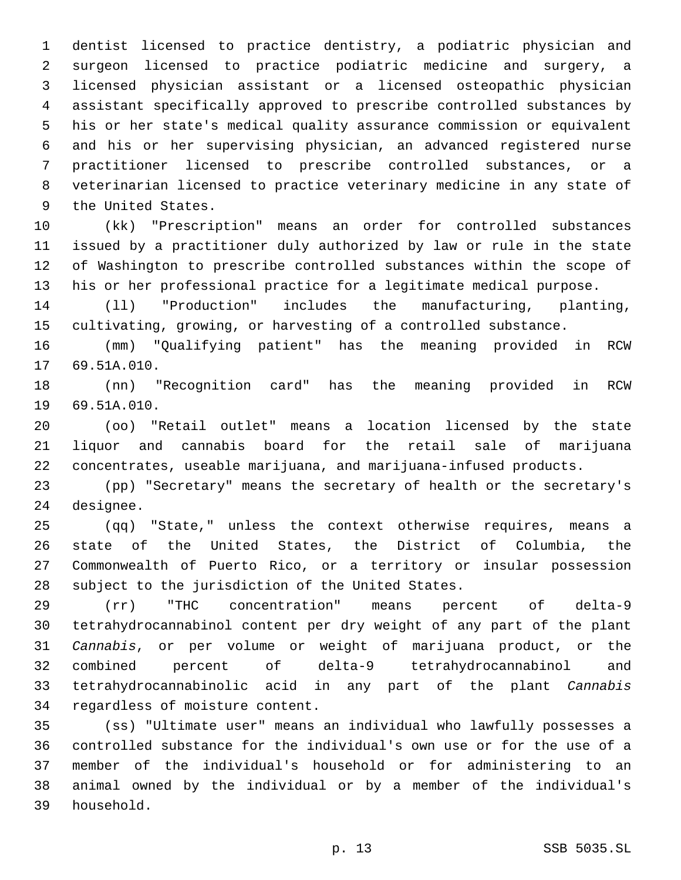dentist licensed to practice dentistry, a podiatric physician and surgeon licensed to practice podiatric medicine and surgery, a licensed physician assistant or a licensed osteopathic physician assistant specifically approved to prescribe controlled substances by his or her state's medical quality assurance commission or equivalent and his or her supervising physician, an advanced registered nurse practitioner licensed to prescribe controlled substances, or a veterinarian licensed to practice veterinary medicine in any state of the United States.

(kk) "Prescription" means an order for controlled substances issued by a practitioner duly authorized by law or rule in the state of Washington to prescribe controlled substances within the scope of his or her professional practice for a legitimate medical purpose.

(ll) "Production" includes the manufacturing, planting, cultivating, growing, or harvesting of a controlled substance.

(mm) "Qualifying patient" has the meaning provided in RCW 69.51A.010.

(nn) "Recognition card" has the meaning provided in RCW 69.51A.010.

(oo) "Retail outlet" means a location licensed by the state liquor and cannabis board for the retail sale of marijuana concentrates, useable marijuana, and marijuana-infused products.

(pp) "Secretary" means the secretary of health or the secretary's designee.

(qq) "State," unless the context otherwise requires, means a state of the United States, the District of Columbia, the Commonwealth of Puerto Rico, or a territory or insular possession subject to the jurisdiction of the United States.

(rr) "THC concentration" means percent of delta-9 tetrahydrocannabinol content per dry weight of any part of the plant *Cannabis*, or per volume or weight of marijuana product, or the combined percent of delta-9 tetrahydrocannabinol and tetrahydrocannabinolic acid in any part of the plant *Cannabis* regardless of moisture content.

(ss) "Ultimate user" means an individual who lawfully possesses a controlled substance for the individual's own use or for the use of a member of the individual's household or for administering to an animal owned by the individual or by a member of the individual's household.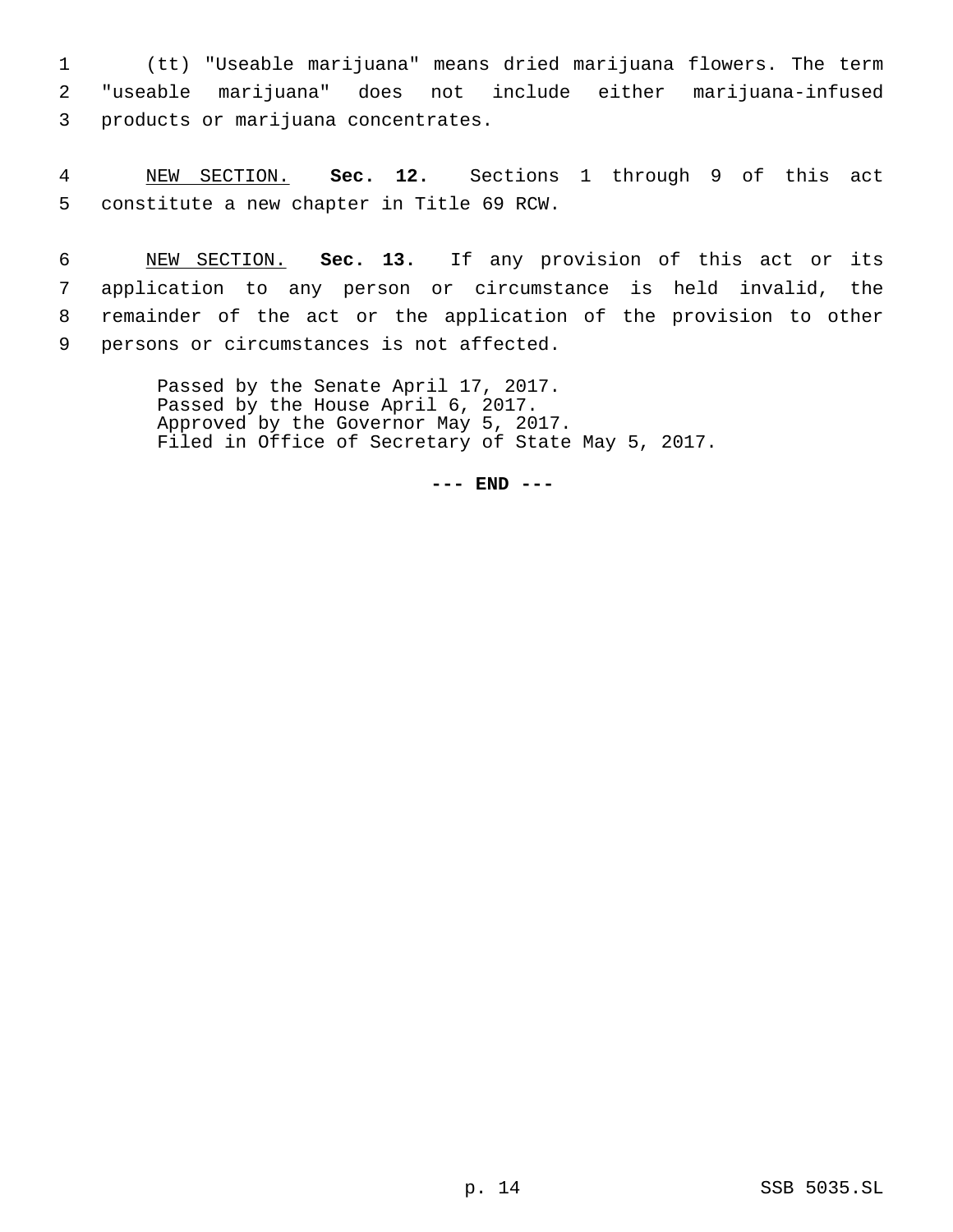(tt) "Useable marijuana" means dried marijuana flowers. The term "useable marijuana" does not include either marijuana-infused products or marijuana concentrates.

NEW SECTION. **Sec. 12.** Sections 1 through 9 of this act constitute a new chapter in Title 69 RCW.

NEW SECTION. **Sec. 13.** If any provision of this act or its application to any person or circumstance is held invalid, the remainder of the act or the application of the provision to other persons or circumstances is not affected.

Passed by the Senate April 17, 2017.
Passed by the House April 6, 2017.
Approved by the Governor May 5, 2017.
Filed in Office of Secretary of State May 5, 2017.

**--- END ---**